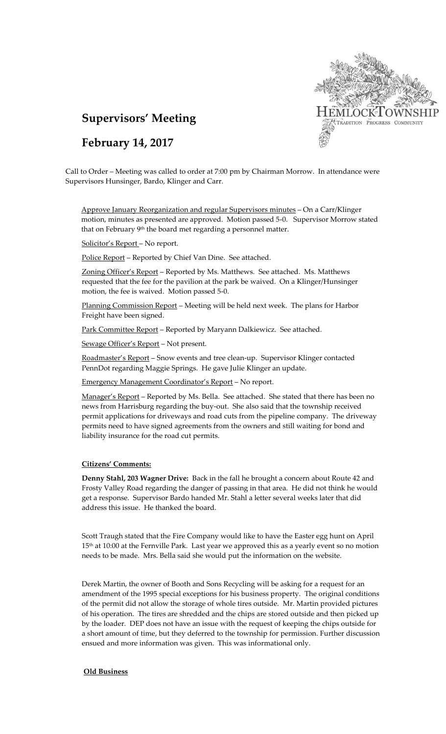# Supervisors' Meeting

## February 14, 2017

Call to Order – Meeting was called to order at 7:00 pm by Chairman Morrow. In attendance were Supervisors Hunsinger, Bardo, Klinger and Carr.

Approve January Reorganization and regular Supervisors minutes – On a Carr/Klinger motion, minutes as presented are approved. Motion passed 5-0. Supervisor Morrow stated that on February 9th the board met regarding a personnel matter.

Solicitor's Report – No report.

Police Report – Reported by Chief Van Dine. See attached.

Zoning Officer's Report – Reported by Ms. Matthews. See attached. Ms. Matthews requested that the fee for the pavilion at the park be waived. On a Klinger/Hunsinger motion, the fee is waived. Motion passed 5-0.

Planning Commission Report – Meeting will be held next week. The plans for Harbor Freight have been signed.

Park Committee Report – Reported by Maryann Dalkiewicz. See attached.

Sewage Officer's Report – Not present.

Roadmaster's Report – Snow events and tree clean-up. Supervisor Klinger contacted PennDot regarding Maggie Springs. He gave Julie Klinger an update.

Emergency Management Coordinator's Report – No report.

Manager's Report – Reported by Ms. Bella. See attached. She stated that there has been no news from Harrisburg regarding the buy-out. She also said that the township received permit applications for driveways and road cuts from the pipeline company. The driveway permits need to have signed agreements from the owners and still waiting for bond and liability insurance for the road cut permits.

**Citizens' Comments:**

**Denny Stahl, 203 Wagner Drive:** Back in the fall he brought a concern about Route 42 and Frosty Valley Road regarding the danger of passing in that area. He did not think he would get a response. Supervisor Bardo handed Mr. Stahl a letter several weeks later that did address this issue. He thanked the board.

Scott Traugh stated that the Fire Company would like to have the Easter egg hunt on April 15th at 10:00 at the Fernville Park. Last year we approved this as a yearly event so no motion needs to be made. Mrs. Bella said she would put the information on the website.

Derek Martin, the owner of Booth and Sons Recycling will be asking for a request for an amendment of the 1995 special exceptions for his business property. The original conditions of the permit did not allow the storage of whole tires outside. Mr. Martin provided pictures of his operation. The tires are shredded and the chips are stored outside and then picked up by the loader. DEP does not have an issue with the request of keeping the chips outside for a short amount of time, but they deferred to the township for permission. Further discussion ensued and more information was given. This was informational only.

**Old Business**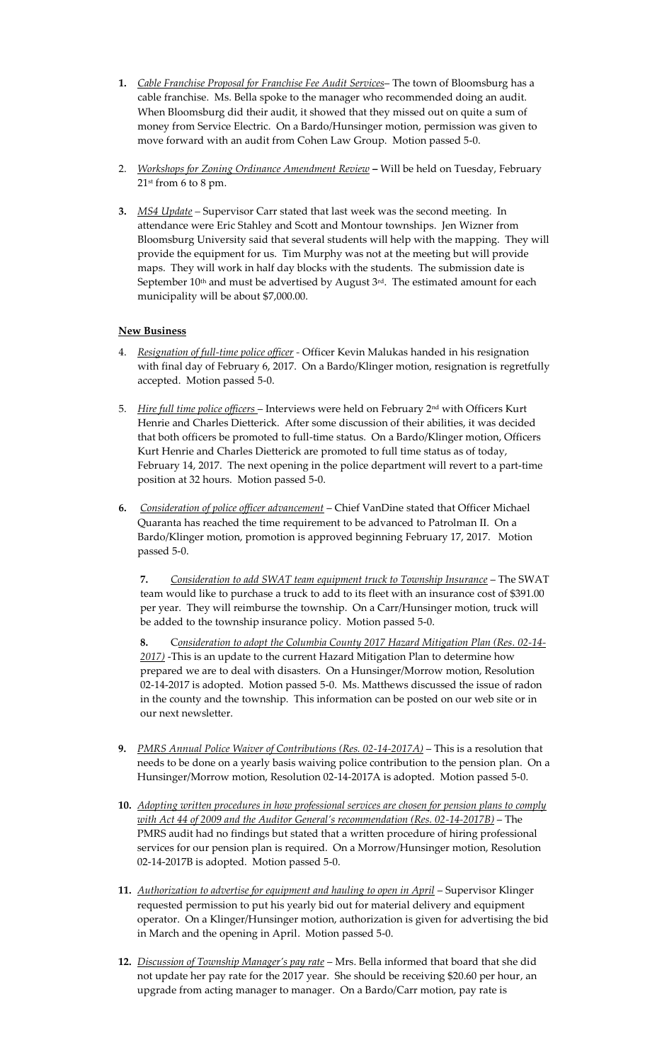1. *Cable Franchise Proposal for Franchise Fee Audit Services*– The town of Bloomsburg has a cable franchise. Ms. Bella spoke to the manager who recommended doing an audit. When Bloomsburg did their audit, it showed that they missed out on quite a sum of money from Service Electric. On a Bardo/Hunsinger motion, permission was given to move forward with an audit from Cohen Law Group. Motion passed 5-0.

2. *Workshops for Zoning Ordinance Amendment Review* **–** Will be held on Tuesday, February 21st from 6 to 8 pm.

3. *MS4 Update* – Supervisor Carr stated that last week was the second meeting. In attendance were Eric Stahley and Scott and Montour townships. Jen Wizner from Bloomsburg University said that several students will help with the mapping. They will provide the equipment for us. Tim Murphy was not at the meeting but will provide maps. They will work in half day blocks with the students. The submission date is September 10th and must be advertised by August 3rd. The estimated amount for each municipality will be about $7,000.00.

**New Business**

4. *Resignation of full-time police officer* - Officer Kevin Malukas handed in his resignation with final day of February 6, 2017. On a Bardo/Klinger motion, resignation is regretfully accepted. Motion passed 5-0.

5. *Hire full time police officers* – Interviews were held on February 2nd with Officers Kurt Henrie and Charles Dietterick. After some discussion of their abilities, it was decided that both officers be promoted to full-time status. On a Bardo/Klinger motion, Officers Kurt Henrie and Charles Dietterick are promoted to full time status as of today, February 14, 2017. The next opening in the police department will revert to a part-time position at 32 hours. Motion passed 5-0.

6. *Consideration of police officer advancement* – Chief VanDine stated that Officer Michael Quaranta has reached the time requirement to be advanced to Patrolman II. On a Bardo/Klinger motion, promotion is approved beginning February 17, 2017. Motion passed 5-0.

7. *Consideration to add SWAT team equipment truck to Township Insurance* – The SWAT team would like to purchase a truck to add to its fleet with an insurance cost of $391.00 per year. They will reimburse the township. On a Carr/Hunsinger motion, truck will be added to the township insurance policy. Motion passed 5-0.

8. *Consideration to adopt the Columbia County 2017 Hazard Mitigation Plan (Res. 02-14-2017)* -This is an update to the current Hazard Mitigation Plan to determine how prepared we are to deal with disasters. On a Hunsinger/Morrow motion, Resolution 02-14-2017 is adopted. Motion passed 5-0. Ms. Matthews discussed the issue of radon in the county and the township. This information can be posted on our web site or in our next newsletter.

9. *PMRS Annual Police Waiver of Contributions (Res. 02-14-2017A)* – This is a resolution that needs to be done on a yearly basis waiving police contribution to the pension plan. On a Hunsinger/Morrow motion, Resolution 02-14-2017A is adopted. Motion passed 5-0.

10. *Adopting written procedures in how professional services are chosen for pension plans to comply with Act 44 of 2009 and the Auditor General's recommendation (Res. 02-14-2017B)* – The PMRS audit had no findings but stated that a written procedure of hiring professional services for our pension plan is required. On a Morrow/Hunsinger motion, Resolution 02-14-2017B is adopted. Motion passed 5-0.

11. *Authorization to advertise for equipment and hauling to open in April* – Supervisor Klinger requested permission to put his yearly bid out for material delivery and equipment operator. On a Klinger/Hunsinger motion, authorization is given for advertising the bid in March and the opening in April. Motion passed 5-0.

12. *Discussion of Township Manager's pay rate* – Mrs. Bella informed that board that she did not update her pay rate for the 2017 year. She should be receiving $20.60 per hour, an upgrade from acting manager to manager. On a Bardo/Carr motion, pay rate is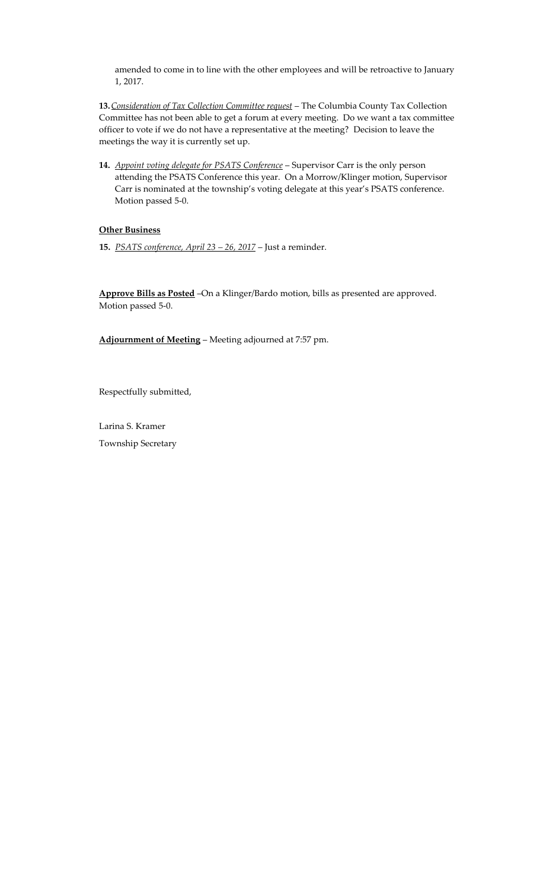amended to come in to line with the other employees and will be retroactive to January 1, 2017.

**13.** *Consideration of Tax Collection Committee request* – The Columbia County Tax Collection Committee has not been able to get a forum at every meeting. Do we want a tax committee officer to vote if we do not have a representative at the meeting? Decision to leave the meetings the way it is currently set up.

**14.** *Appoint voting delegate for PSATS Conference* – Supervisor Carr is the only person attending the PSATS Conference this year. On a Morrow/Klinger motion, Supervisor Carr is nominated at the township's voting delegate at this year's PSATS conference. Motion passed 5-0.

**Other Business**

**15.** *PSATS conference, April 23 – 26, 2017* – Just a reminder.

**Approve Bills as Posted** –On a Klinger/Bardo motion, bills as presented are approved. Motion passed 5-0.

**Adjournment of Meeting** – Meeting adjourned at 7:57 pm.

Respectfully submitted,

Larina S. Kramer

Township Secretary